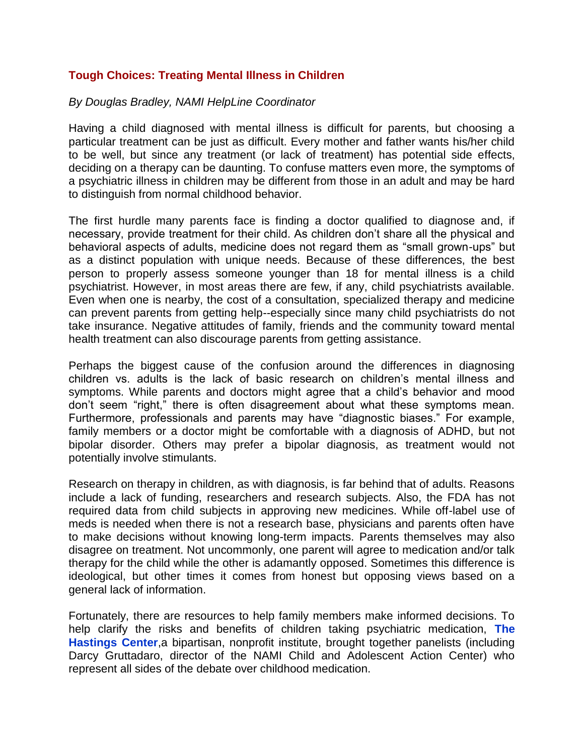## Tough Choices: Treating Mental Illness in Children

*By Douglas Bradley, NAMI HelpLine Coordinator*

Having a child diagnosed with mental illness is difficult for parents, but choosing a particular treatment can be just as difficult. Every mother and father wants his/her child to be well, but since any treatment (or lack of treatment) has potential side effects, deciding on a therapy can be daunting. To confuse matters even more, the symptoms of a psychiatric illness in children may be different from those in an adult and may be hard to distinguish from normal childhood behavior.

The first hurdle many parents face is finding a doctor qualified to diagnose and, if necessary, provide treatment for their child. As children don't share all the physical and behavioral aspects of adults, medicine does not regard them as "small grown-ups" but as a distinct population with unique needs. Because of these differences, the best person to properly assess someone younger than 18 for mental illness is a child psychiatrist. However, in most areas there are few, if any, child psychiatrists available. Even when one is nearby, the cost of a consultation, specialized therapy and medicine can prevent parents from getting help--especially since many child psychiatrists do not take insurance. Negative attitudes of family, friends and the community toward mental health treatment can also discourage parents from getting assistance.

Perhaps the biggest cause of the confusion around the differences in diagnosing children vs. adults is the lack of basic research on children's mental illness and symptoms. While parents and doctors might agree that a child's behavior and mood don't seem "right," there is often disagreement about what these symptoms mean. Furthermore, professionals and parents may have "diagnostic biases." For example, family members or a doctor might be comfortable with a diagnosis of ADHD, but not bipolar disorder. Others may prefer a bipolar diagnosis, as treatment would not potentially involve stimulants.

Research on therapy in children, as with diagnosis, is far behind that of adults. Reasons include a lack of funding, researchers and research subjects. Also, the FDA has not required data from child subjects in approving new medicines. While off-label use of meds is needed when there is not a research base, physicians and parents often have to make decisions without knowing long-term impacts. Parents themselves may also disagree on treatment. Not uncommonly, one parent will agree to medication and/or talk therapy for the child while the other is adamantly opposed. Sometimes this difference is ideological, but other times it comes from honest but opposing views based on a general lack of information.

Fortunately, there are resources to help family members make informed decisions. To help clarify the risks and benefits of children taking psychiatric medication, **The Hastings Center**,a bipartisan, nonprofit institute, brought together panelists (including Darcy Gruttadaro, director of the NAMI Child and Adolescent Action Center) who represent all sides of the debate over childhood medication.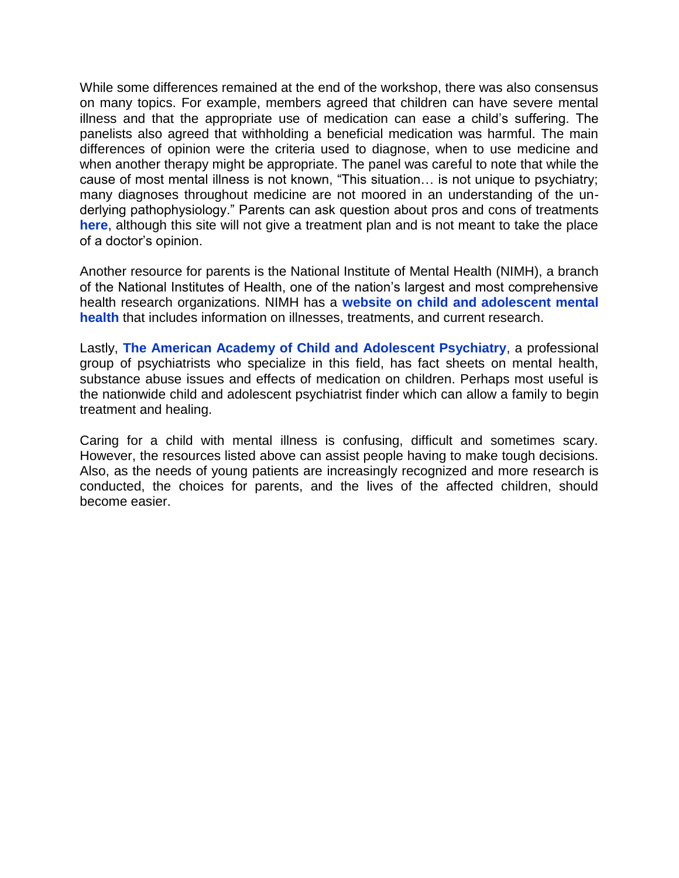While some differences remained at the end of the workshop, there was also consensus on many topics. For example, members agreed that children can have severe mental illness and that the appropriate use of medication can ease a child's suffering. The panelists also agreed that withholding a beneficial medication was harmful. The main differences of opinion were the criteria used to diagnose, when to use medicine and when another therapy might be appropriate. The panel was careful to note that while the cause of most mental illness is not known, "This situation… is not unique to psychiatry; many diagnoses throughout medicine are not moored in an understanding of the underlying pathophysiology." Parents can ask question about pros and cons of treatments **here**, although this site will not give a treatment plan and is not meant to take the place of a doctor's opinion.

Another resource for parents is the National Institute of Mental Health (NIMH), a branch of the National Institutes of Health, one of the nation's largest and most comprehensive health research organizations. NIMH has a **website on child and adolescent mental health** that includes information on illnesses, treatments, and current research.

Lastly, **The American Academy of Child and Adolescent Psychiatry**, a professional group of psychiatrists who specialize in this field, has fact sheets on mental health, substance abuse issues and effects of medication on children. Perhaps most useful is the nationwide child and adolescent psychiatrist finder which can allow a family to begin treatment and healing.

Caring for a child with mental illness is confusing, difficult and sometimes scary. However, the resources listed above can assist people having to make tough decisions. Also, as the needs of young patients are increasingly recognized and more research is conducted, the choices for parents, and the lives of the affected children, should become easier.